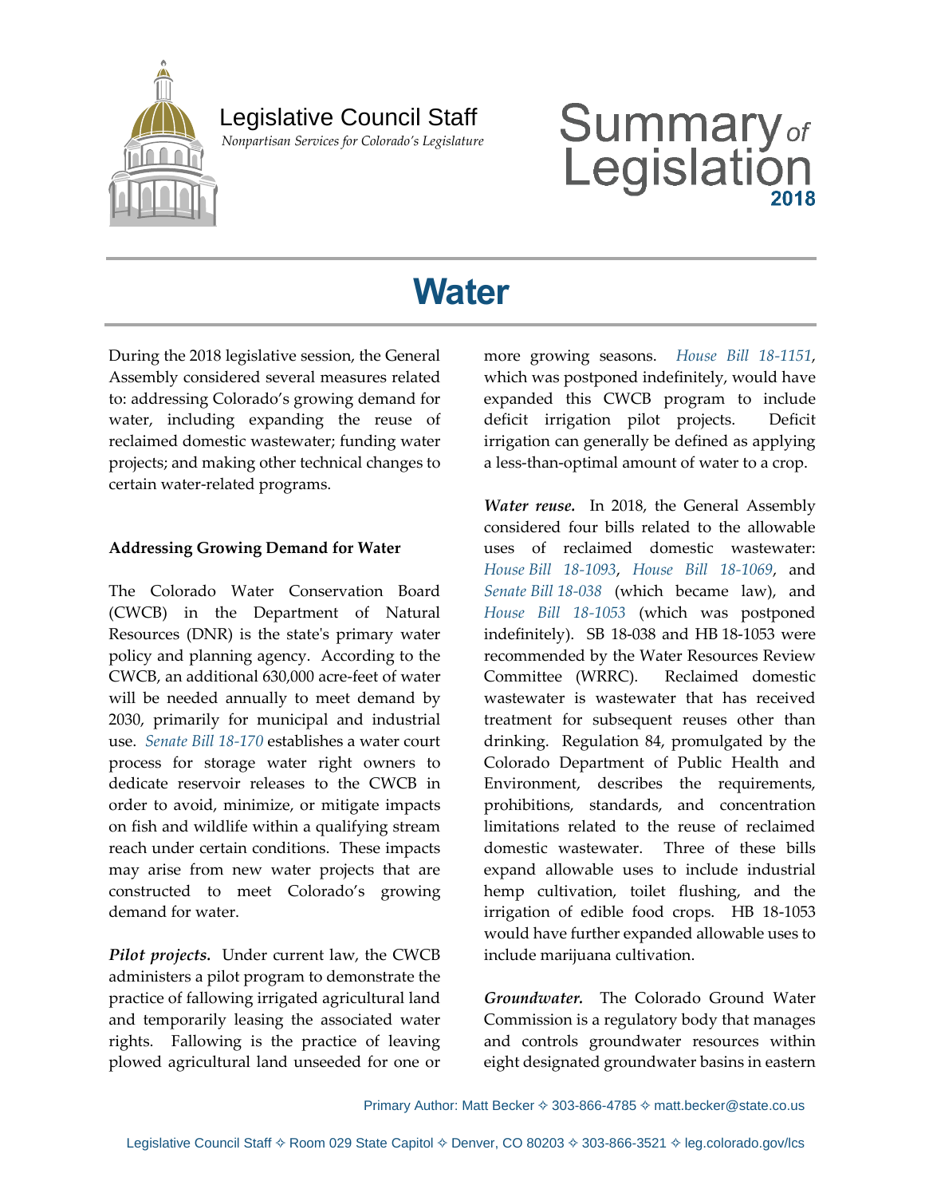Legislative Council Staff

*Nonpartisan Services for Colorado's Legislature*

# Summary of Legislation 2018

# Water

During the 2018 legislative session, the General Assembly considered several measures related to: addressing Colorado's growing demand for water, including expanding the reuse of reclaimed domestic wastewater; funding water projects; and making other technical changes to certain water-related programs.

## Addressing Growing Demand for Water

The Colorado Water Conservation Board (CWCB) in the Department of Natural Resources (DNR) is the state's primary water policy and planning agency. According to the CWCB, an additional 630,000 acre-feet of water will be needed annually to meet demand by 2030, primarily for municipal and industrial use. *Senate Bill 18-170* establishes a water court process for storage water right owners to dedicate reservoir releases to the CWCB in order to avoid, minimize, or mitigate impacts on fish and wildlife within a qualifying stream reach under certain conditions. These impacts may arise from new water projects that are constructed to meet Colorado's growing demand for water.

***Pilot projects.*** Under current law, the CWCB administers a pilot program to demonstrate the practice of fallowing irrigated agricultural land and temporarily leasing the associated water rights. Fallowing is the practice of leaving plowed agricultural land unseeded for one or more growing seasons. *House Bill 18-1151*, which was postponed indefinitely, would have expanded this CWCB program to include deficit irrigation pilot projects. Deficit irrigation can generally be defined as applying a less-than-optimal amount of water to a crop.

***Water reuse.*** In 2018, the General Assembly considered four bills related to the allowable uses of reclaimed domestic wastewater: *House Bill 18-1093*, *House Bill 18-1069*, and *Senate Bill 18-038* (which became law), and *House Bill 18-1053* (which was postponed indefinitely). SB 18-038 and HB 18-1053 were recommended by the Water Resources Review Committee (WRRC). Reclaimed domestic wastewater is wastewater that has received treatment for subsequent reuses other than drinking. Regulation 84, promulgated by the Colorado Department of Public Health and Environment, describes the requirements, prohibitions, standards, and concentration limitations related to the reuse of reclaimed domestic wastewater. Three of these bills expand allowable uses to include industrial hemp cultivation, toilet flushing, and the irrigation of edible food crops. HB 18-1053 would have further expanded allowable uses to include marijuana cultivation.

***Groundwater.*** The Colorado Ground Water Commission is a regulatory body that manages and controls groundwater resources within eight designated groundwater basins in eastern

Primary Author: Matt Becker ✧ 303-866-4785 ✧ matt.becker@state.co.us

Legislative Council Staff ✧ Room 029 State Capitol ✧ Denver, CO 80203 ✧ 303-866-3521 ✧ leg.colorado.gov/lcs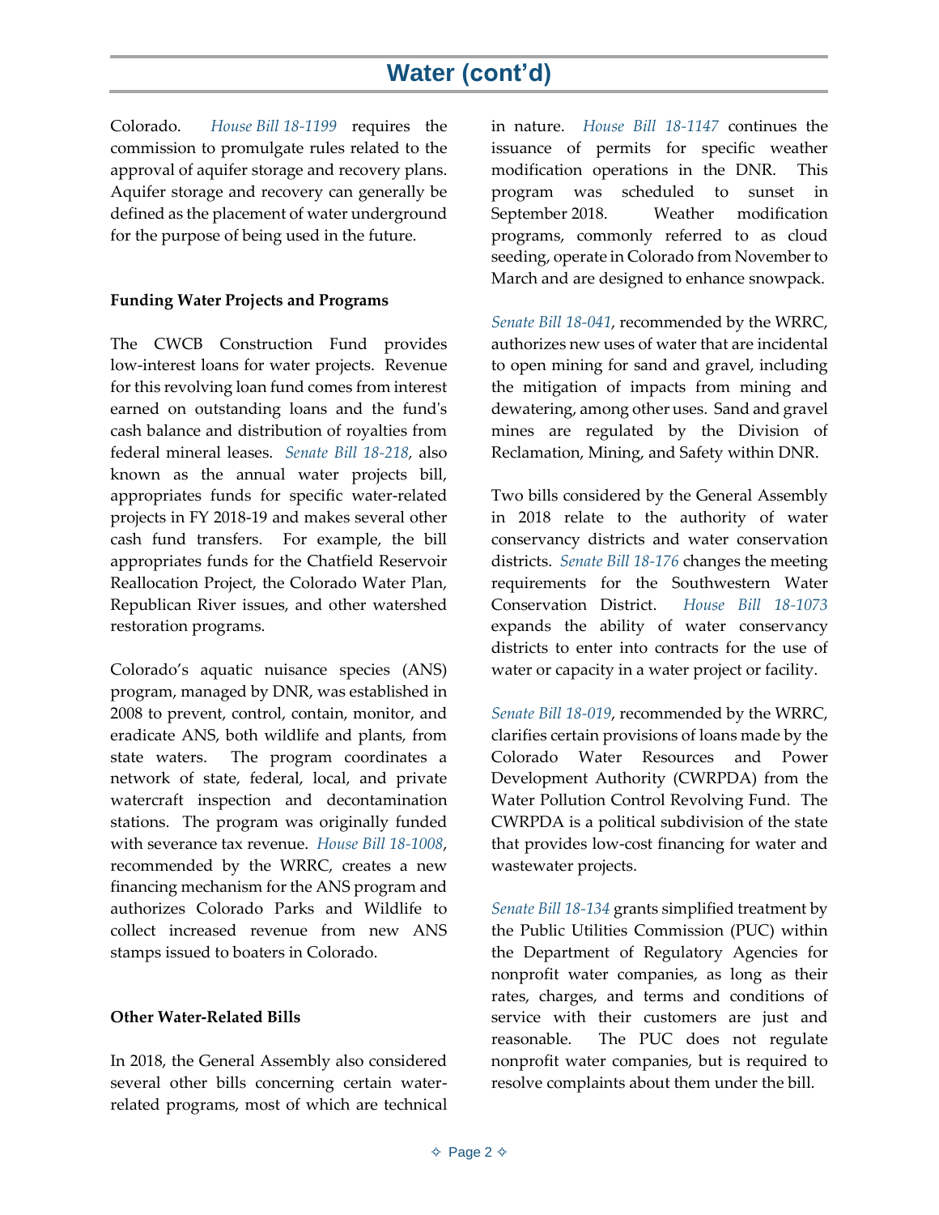# Water (cont'd)

Colorado. *House Bill 18-1199* requires the commission to promulgate rules related to the approval of aquifer storage and recovery plans. Aquifer storage and recovery can generally be defined as the placement of water underground for the purpose of being used in the future.

**Funding Water Projects and Programs**

The CWCB Construction Fund provides low-interest loans for water projects. Revenue for this revolving loan fund comes from interest earned on outstanding loans and the fund's cash balance and distribution of royalties from federal mineral leases. *Senate Bill 18-218*, also known as the annual water projects bill, appropriates funds for specific water-related projects in FY 2018-19 and makes several other cash fund transfers. For example, the bill appropriates funds for the Chatfield Reservoir Reallocation Project, the Colorado Water Plan, Republican River issues, and other watershed restoration programs.

Colorado's aquatic nuisance species (ANS) program, managed by DNR, was established in 2008 to prevent, control, contain, monitor, and eradicate ANS, both wildlife and plants, from state waters. The program coordinates a network of state, federal, local, and private watercraft inspection and decontamination stations. The program was originally funded with severance tax revenue. *House Bill 18-1008*, recommended by the WRRC, creates a new financing mechanism for the ANS program and authorizes Colorado Parks and Wildlife to collect increased revenue from new ANS stamps issued to boaters in Colorado.

**Other Water-Related Bills**

In 2018, the General Assembly also considered several other bills concerning certain water-related programs, most of which are technical in nature. *House Bill 18-1147* continues the issuance of permits for specific weather modification operations in the DNR. This program was scheduled to sunset in September 2018. Weather modification programs, commonly referred to as cloud seeding, operate in Colorado from November to March and are designed to enhance snowpack.

*Senate Bill 18-041*, recommended by the WRRC, authorizes new uses of water that are incidental to open mining for sand and gravel, including the mitigation of impacts from mining and dewatering, among other uses. Sand and gravel mines are regulated by the Division of Reclamation, Mining, and Safety within DNR.

Two bills considered by the General Assembly in 2018 relate to the authority of water conservancy districts and water conservation districts. *Senate Bill 18-176* changes the meeting requirements for the Southwestern Water Conservation District. *House Bill 18-1073* expands the ability of water conservancy districts to enter into contracts for the use of water or capacity in a water project or facility.

*Senate Bill 18-019*, recommended by the WRRC, clarifies certain provisions of loans made by the Colorado Water Resources and Power Development Authority (CWRPDA) from the Water Pollution Control Revolving Fund. The CWRPDA is a political subdivision of the state that provides low-cost financing for water and wastewater projects.

*Senate Bill 18-134* grants simplified treatment by the Public Utilities Commission (PUC) within the Department of Regulatory Agencies for nonprofit water companies, as long as their rates, charges, and terms and conditions of service with their customers are just and reasonable. The PUC does not regulate nonprofit water companies, but is required to resolve complaints about them under the bill.